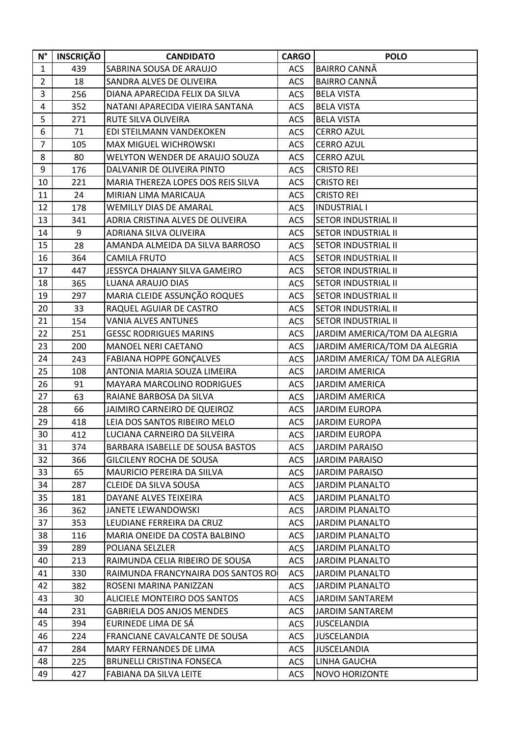| N° | INSCRIÇÃO | CANDIDATO | CARGO | POLO |
|---|---|---|---|---|
| 1 | 439 | SABRINA SOUSA DE ARAUJO | ACS | BAIRRO CANNÂ |
| 2 | 18 | SANDRA ALVES DE OLIVEIRA | ACS | BAIRRO CANNÂ |
| 3 | 256 | DIANA APARECIDA FELIX DA SILVA | ACS | BELA VISTA |
| 4 | 352 | NATANI APARECIDA VIEIRA SANTANA | ACS | BELA VISTA |
| 5 | 271 | RUTE SILVA OLIVEIRA | ACS | BELA VISTA |
| 6 | 71 | EDI STEILMANN VANDEKOKEN | ACS | CERRO AZUL |
| 7 | 105 | MAX MIGUEL WICHROWSKI | ACS | CERRO AZUL |
| 8 | 80 | WELYTON WENDER DE ARAUJO SOUZA | ACS | CERRO AZUL |
| 9 | 176 | DALVANIR DE OLIVEIRA PINTO | ACS | CRISTO REI |
| 10 | 221 | MARIA THEREZA LOPES DOS REIS SILVA | ACS | CRISTO REI |
| 11 | 24 | MIRIAN LIMA MARICAUA | ACS | CRISTO REI |
| 12 | 178 | WEMILLY DIAS DE AMARAL | ACS | INDUSTRIAL I |
| 13 | 341 | ADRIA CRISTINA ALVES DE OLIVEIRA | ACS | SETOR INDUSTRIAL II |
| 14 | 9 | ADRIANA SILVA OLIVEIRA | ACS | SETOR INDUSTRIAL II |
| 15 | 28 | AMANDA ALMEIDA DA SILVA BARROSO | ACS | SETOR INDUSTRIAL II |
| 16 | 364 | CAMILA FRUTO | ACS | SETOR INDUSTRIAL II |
| 17 | 447 | JESSYCA DHAIANY SILVA GAMEIRO | ACS | SETOR INDUSTRIAL II |
| 18 | 365 | LUANA ARAUJO DIAS | ACS | SETOR INDUSTRIAL II |
| 19 | 297 | MARIA CLEIDE ASSUNÇÃO ROQUES | ACS | SETOR INDUSTRIAL II |
| 20 | 33 | RAQUEL AGUIAR DE CASTRO | ACS | SETOR INDUSTRIAL II |
| 21 | 154 | VANIA ALVES ANTUNES | ACS | SETOR INDUSTRIAL II |
| 22 | 251 | GESSC RODRIGUES MARINS | ACS | JARDIM AMERICA/TOM DA ALEGRIA |
| 23 | 200 | MANOEL NERI CAETANO | ACS | JARDIM AMERICA/TOM DA ALEGRIA |
| 24 | 243 | FABIANA HOPPE GONÇALVES | ACS | JARDIM AMERICA/ TOM DA ALEGRIA |
| 25 | 108 | ANTONIA MARIA SOUZA LIMEIRA | ACS | JARDIM AMERICA |
| 26 | 91 | MAYARA MARCOLINO RODRIGUES | ACS | JARDIM AMERICA |
| 27 | 63 | RAIANE BARBOSA DA SILVA | ACS | JARDIM AMERICA |
| 28 | 66 | JAIMIRO CARNEIRO DE QUEIROZ | ACS | JARDIM EUROPA |
| 29 | 418 | LEIA DOS SANTOS RIBEIRO MELO | ACS | JARDIM EUROPA |
| 30 | 412 | LUCIANA CARNEIRO DA SILVEIRA | ACS | JARDIM EUROPA |
| 31 | 374 | BARBARA ISABELLE DE SOUSA BASTOS | ACS | JARDIM PARAISO |
| 32 | 366 | GILCILENY ROCHA DE SOUSA | ACS | JARDIM PARAISO |
| 33 | 65 | MAURICIO PEREIRA DA SIILVA | ACS | JARDIM PARAISO |
| 34 | 287 | CLEIDE DA SILVA SOUSA | ACS | JARDIM PLANALTO |
| 35 | 181 | DAYANE ALVES TEIXEIRA | ACS | JARDIM PLANALTO |
| 36 | 362 | JANETE LEWANDOWSKI | ACS | JARDIM PLANALTO |
| 37 | 353 | LEUDIANE FERREIRA DA CRUZ | ACS | JARDIM PLANALTO |
| 38 | 116 | MARIA ONEIDE DA COSTA BALBINO | ACS | JARDIM PLANALTO |
| 39 | 289 | POLIANA SELZLER | ACS | JARDIM PLANALTO |
| 40 | 213 | RAIMUNDA CELIA RIBEIRO DE SOUSA | ACS | JARDIM PLANALTO |
| 41 | 330 | RAIMUNDA FRANCYNAIRA DOS SANTOS RO | ACS | JARDIM PLANALTO |
| 42 | 382 | ROSENI MARINA PANIZZAN | ACS | JARDIM PLANALTO |
| 43 | 30 | ALICIELE MONTEIRO DOS SANTOS | ACS | JARDIM SANTAREM |
| 44 | 231 | GABRIELA DOS ANJOS MENDES | ACS | JARDIM SANTAREM |
| 45 | 394 | EURINEDE LIMA DE SÁ | ACS | JUSCELANDIA |
| 46 | 224 | FRANCIANE CAVALCANTE DE SOUSA | ACS | JUSCELANDIA |
| 47 | 284 | MARY FERNANDES DE LIMA | ACS | JUSCELANDIA |
| 48 | 225 | BRUNELLI CRISTINA FONSECA | ACS | LINHA GAUCHA |
| 49 | 427 | FABIANA DA SILVA LEITE | ACS | NOVO HORIZONTE |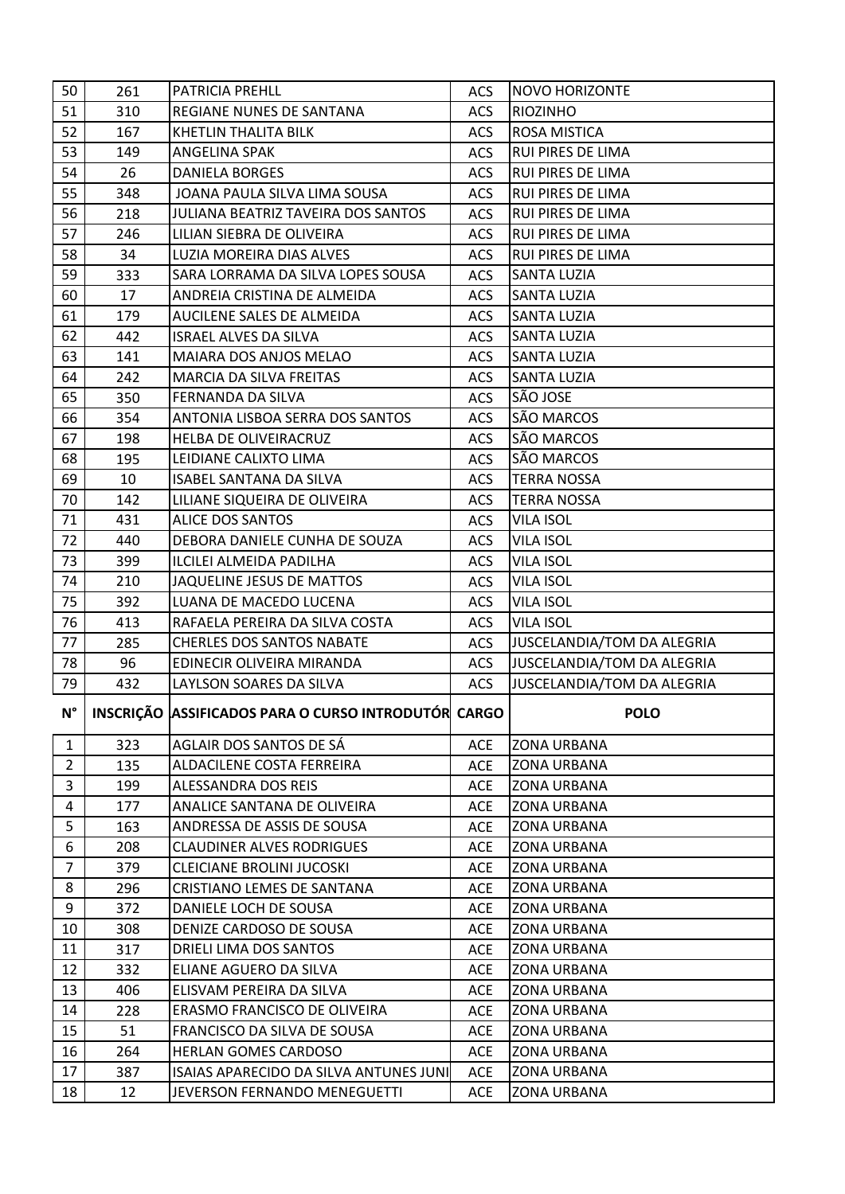| 50 | 261 | PATRICIA PREHLL | ACS | NOVO HORIZONTE |
|---|---|---|---|---|
| 51 | 310 | REGIANE NUNES DE SANTANA | ACS | RIOZINHO |
| 52 | 167 | KHETLIN THALITA BILK | ACS | ROSA MISTICA |
| 53 | 149 | ANGELINA SPAK | ACS | RUI PIRES DE LIMA |
| 54 | 26 | DANIELA BORGES | ACS | RUI PIRES DE LIMA |
| 55 | 348 | JOANA PAULA SILVA LIMA SOUSA | ACS | RUI PIRES DE LIMA |
| 56 | 218 | JULIANA BEATRIZ TAVEIRA DOS SANTOS | ACS | RUI PIRES DE LIMA |
| 57 | 246 | LILIAN SIEBRA DE OLIVEIRA | ACS | RUI PIRES DE LIMA |
| 58 | 34 | LUZIA MOREIRA DIAS ALVES | ACS | RUI PIRES DE LIMA |
| 59 | 333 | SARA LORRAMA DA SILVA LOPES SOUSA | ACS | SANTA LUZIA |
| 60 | 17 | ANDREIA CRISTINA DE ALMEIDA | ACS | SANTA LUZIA |
| 61 | 179 | AUCILENE SALES DE ALMEIDA | ACS | SANTA LUZIA |
| 62 | 442 | ISRAEL ALVES DA SILVA | ACS | SANTA LUZIA |
| 63 | 141 | MAIARA DOS ANJOS MELAO | ACS | SANTA LUZIA |
| 64 | 242 | MARCIA DA SILVA FREITAS | ACS | SANTA LUZIA |
| 65 | 350 | FERNANDA DA SILVA | ACS | SÃO JOSE |
| 66 | 354 | ANTONIA LISBOA SERRA DOS SANTOS | ACS | SÃO MARCOS |
| 67 | 198 | HELBA DE OLIVEIRACRUZ | ACS | SÃO MARCOS |
| 68 | 195 | LEIDIANE CALIXTO LIMA | ACS | SÃO MARCOS |
| 69 | 10 | ISABEL SANTANA DA SILVA | ACS | TERRA NOSSA |
| 70 | 142 | LILIANE SIQUEIRA DE OLIVEIRA | ACS | TERRA NOSSA |
| 71 | 431 | ALICE DOS SANTOS | ACS | VILA ISOL |
| 72 | 440 | DEBORA DANIELE CUNHA DE SOUZA | ACS | VILA ISOL |
| 73 | 399 | ILCILEI ALMEIDA PADILHA | ACS | VILA ISOL |
| 74 | 210 | JAQUELINE JESUS DE MATTOS | ACS | VILA ISOL |
| 75 | 392 | LUANA DE MACEDO LUCENA | ACS | VILA ISOL |
| 76 | 413 | RAFAELA PEREIRA DA SILVA COSTA | ACS | VILA ISOL |
| 77 | 285 | CHERLES DOS SANTOS NABATE | ACS | JUSCELANDIA/TOM DA ALEGRIA |
| 78 | 96 | EDINECIR OLIVEIRA MIRANDA | ACS | JUSCELANDIA/TOM DA ALEGRIA |
| 79 | 432 | LAYLSON SOARES DA SILVA | ACS | JUSCELANDIA/TOM DA ALEGRIA |

| N° | INSCRIÇÃO | ASSIFICADOS PARA O CURSO INTRODUTÓR | CARGO | POLO |
|---|---|---|---|---|
| 1 | 323 | AGLAIR DOS SANTOS DE SÁ | ACE | ZONA URBANA |
| 2 | 135 | ALDACILENE COSTA FERREIRA | ACE | ZONA URBANA |
| 3 | 199 | ALESSANDRA DOS REIS | ACE | ZONA URBANA |
| 4 | 177 | ANALICE SANTANA DE OLIVEIRA | ACE | ZONA URBANA |
| 5 | 163 | ANDRESSA DE ASSIS DE SOUSA | ACE | ZONA URBANA |
| 6 | 208 | CLAUDINER ALVES RODRIGUES | ACE | ZONA URBANA |
| 7 | 379 | CLEICIANE BROLINI JUCOSKI | ACE | ZONA URBANA |
| 8 | 296 | CRISTIANO LEMES DE SANTANA | ACE | ZONA URBANA |
| 9 | 372 | DANIELE LOCH DE SOUSA | ACE | ZONA URBANA |
| 10 | 308 | DENIZE CARDOSO DE SOUSA | ACE | ZONA URBANA |
| 11 | 317 | DRIELI LIMA DOS SANTOS | ACE | ZONA URBANA |
| 12 | 332 | ELIANE AGUERO DA SILVA | ACE | ZONA URBANA |
| 13 | 406 | ELISVAM PEREIRA DA SILVA | ACE | ZONA URBANA |
| 14 | 228 | ERASMO FRANCISCO DE OLIVEIRA | ACE | ZONA URBANA |
| 15 | 51 | FRANCISCO DA SILVA DE SOUSA | ACE | ZONA URBANA |
| 16 | 264 | HERLAN GOMES CARDOSO | ACE | ZONA URBANA |
| 17 | 387 | ISAIAS APARECIDO DA SILVA ANTUNES JUNI | ACE | ZONA URBANA |
| 18 | 12 | JEVERSON FERNANDO MENEGUETTI | ACE | ZONA URBANA |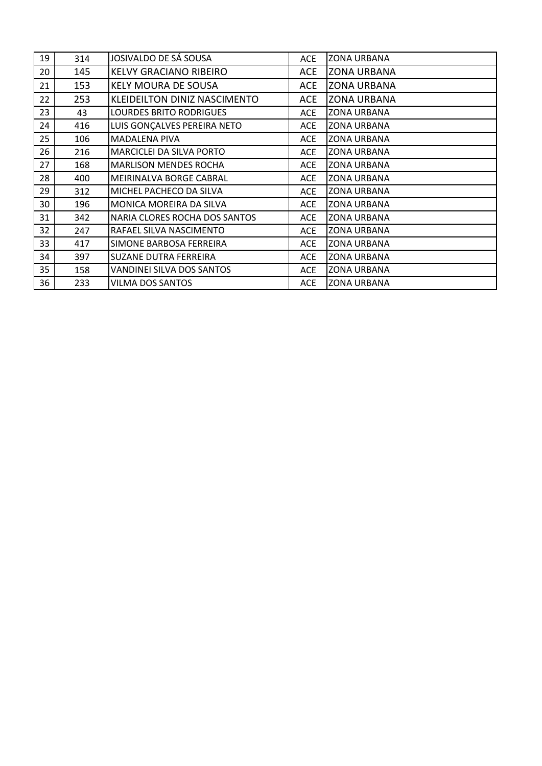| | | | | |
|---|---|---|---|---|
| 19 | 314 | JOSIVALDO DE SÁ SOUSA | ACE | ZONA URBANA |
| 20 | 145 | KELVY GRACIANO RIBEIRO | ACE | ZONA URBANA |
| 21 | 153 | KELY MOURA DE SOUSA | ACE | ZONA URBANA |
| 22 | 253 | KLEIDEILTON DINIZ NASCIMENTO | ACE | ZONA URBANA |
| 23 | 43 | LOURDES BRITO RODRIGUES | ACE | ZONA URBANA |
| 24 | 416 | LUIS GONÇALVES PEREIRA NETO | ACE | ZONA URBANA |
| 25 | 106 | MADALENA PIVA | ACE | ZONA URBANA |
| 26 | 216 | MARCICLEI DA SILVA PORTO | ACE | ZONA URBANA |
| 27 | 168 | MARLISON MENDES ROCHA | ACE | ZONA URBANA |
| 28 | 400 | MEIRINALVA BORGE CABRAL | ACE | ZONA URBANA |
| 29 | 312 | MICHEL PACHECO DA SILVA | ACE | ZONA URBANA |
| 30 | 196 | MONICA MOREIRA DA SILVA | ACE | ZONA URBANA |
| 31 | 342 | NARIA CLORES ROCHA DOS SANTOS | ACE | ZONA URBANA |
| 32 | 247 | RAFAEL SILVA NASCIMENTO | ACE | ZONA URBANA |
| 33 | 417 | SIMONE BARBOSA FERREIRA | ACE | ZONA URBANA |
| 34 | 397 | SUZANE DUTRA FERREIRA | ACE | ZONA URBANA |
| 35 | 158 | VANDINEI SILVA DOS SANTOS | ACE | ZONA URBANA |
| 36 | 233 | VILMA DOS SANTOS | ACE | ZONA URBANA |